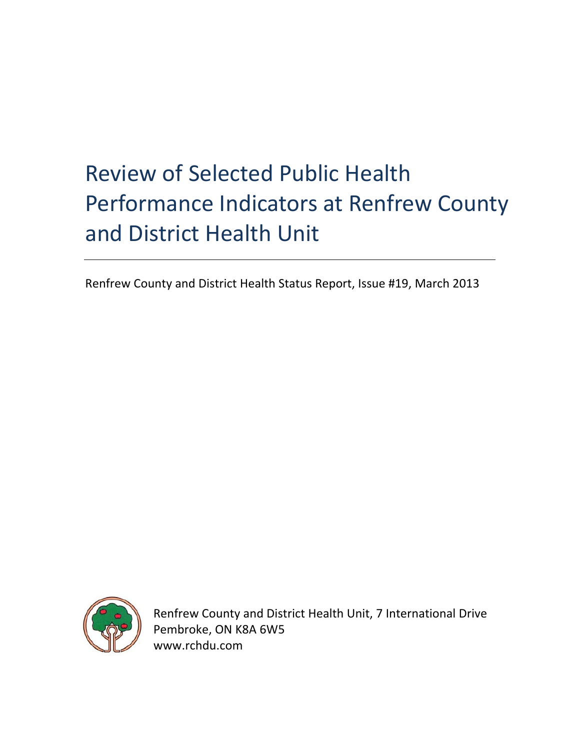# Review of Selected Public Health Performance Indicators at Renfrew County and District Health Unit

Renfrew County and District Health Status Report, Issue #19, March 2013

Renfrew County and District Health Unit, 7 International Drive
Pembroke, ON K8A 6W5
www.rchdu.com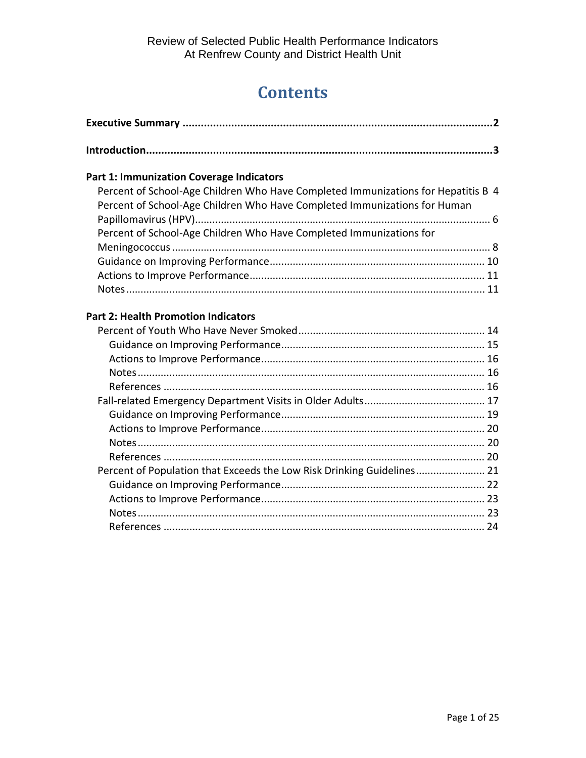# Contents

**Executive Summary** ........................................................................................................ **2**

**Introduction** ................................................................................................................... **3**

**Part 1: Immunization Coverage Indicators**

- Percent of School-Age Children Who Have Completed Immunizations for Hepatitis B 4
- Percent of School-Age Children Who Have Completed Immunizations for Human Papillomavirus (HPV) ........................................................................................ 6
- Percent of School-Age Children Who Have Completed Immunizations for Meningococcus ............................................................................................. 8
- Guidance on Improving Performance .......................................................... 10
- Actions to Improve Performance ................................................................. 11
- Notes ............................................................................................................. 11

**Part 2: Health Promotion Indicators**

- Percent of Youth Who Have Never Smoked ................................................... 14
  - Guidance on Improving Performance ...................................................... 15
  - Actions to Improve Performance ............................................................. 16
  - Notes ........................................................................................................ 16
  - References ................................................................................................ 16
- Fall-related Emergency Department Visits in Older Adults ........................... 17
  - Guidance on Improving Performance ...................................................... 19
  - Actions to Improve Performance ............................................................. 20
  - Notes ........................................................................................................ 20
  - References ................................................................................................ 20
- Percent of Population that Exceeds the Low Risk Drinking Guidelines ......... 21
  - Guidance on Improving Performance ...................................................... 22
  - Actions to Improve Performance ............................................................. 23
  - Notes ........................................................................................................ 23
  - References ................................................................................................ 24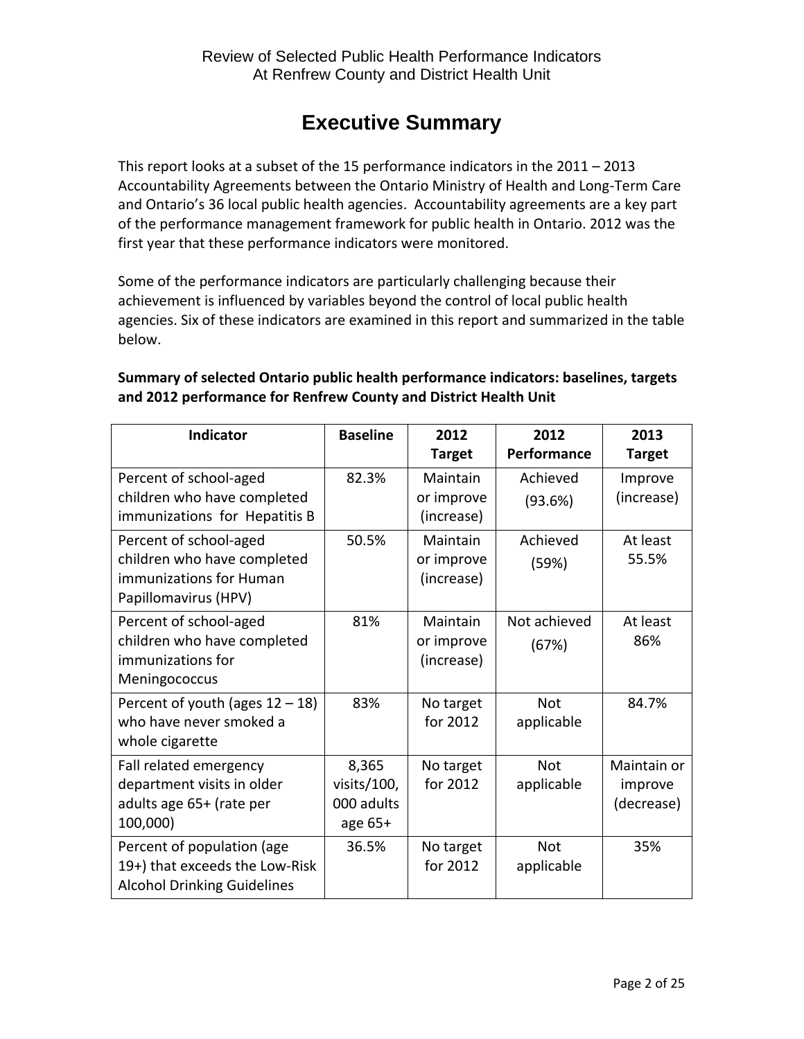# Executive Summary

This report looks at a subset of the 15 performance indicators in the 2011 – 2013 Accountability Agreements between the Ontario Ministry of Health and Long-Term Care and Ontario's 36 local public health agencies. Accountability agreements are a key part of the performance management framework for public health in Ontario. 2012 was the first year that these performance indicators were monitored.

Some of the performance indicators are particularly challenging because their achievement is influenced by variables beyond the control of local public health agencies. Six of these indicators are examined in this report and summarized in the table below.

**Summary of selected Ontario public health performance indicators: baselines, targets and 2012 performance for Renfrew County and District Health Unit**

| Indicator | Baseline | 2012 Target | 2012 Performance | 2013 Target |
|---|---|---|---|---|
| Percent of school-aged children who have completed immunizations for Hepatitis B | 82.3% | Maintain or improve (increase) | Achieved (93.6%) | Improve (increase) |
| Percent of school-aged children who have completed immunizations for Human Papillomavirus (HPV) | 50.5% | Maintain or improve (increase) | Achieved (59%) | At least 55.5% |
| Percent of school-aged children who have completed immunizations for Meningococcus | 81% | Maintain or improve (increase) | Not achieved (67%) | At least 86% |
| Percent of youth (ages 12 – 18) who have never smoked a whole cigarette | 83% | No target for 2012 | Not applicable | 84.7% |
| Fall related emergency department visits in older adults age 65+ (rate per 100,000) | 8,365 visits/100,000 adults age 65+ | No target for 2012 | Not applicable | Maintain or improve (decrease) |
| Percent of population (age 19+) that exceeds the Low-Risk Alcohol Drinking Guidelines | 36.5% | No target for 2012 | Not applicable | 35% |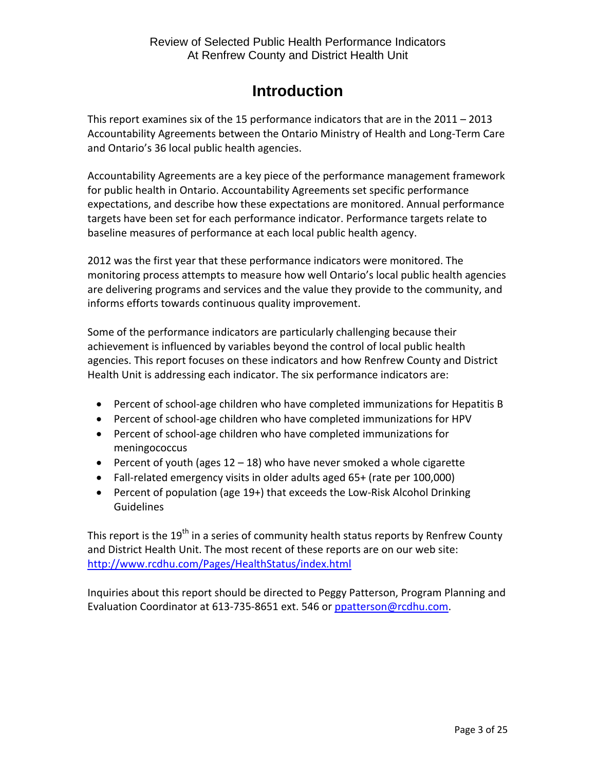# Introduction

This report examines six of the 15 performance indicators that are in the 2011 – 2013 Accountability Agreements between the Ontario Ministry of Health and Long-Term Care and Ontario's 36 local public health agencies.

Accountability Agreements are a key piece of the performance management framework for public health in Ontario. Accountability Agreements set specific performance expectations, and describe how these expectations are monitored. Annual performance targets have been set for each performance indicator. Performance targets relate to baseline measures of performance at each local public health agency.

2012 was the first year that these performance indicators were monitored. The monitoring process attempts to measure how well Ontario's local public health agencies are delivering programs and services and the value they provide to the community, and informs efforts towards continuous quality improvement.

Some of the performance indicators are particularly challenging because their achievement is influenced by variables beyond the control of local public health agencies. This report focuses on these indicators and how Renfrew County and District Health Unit is addressing each indicator. The six performance indicators are:

- Percent of school-age children who have completed immunizations for Hepatitis B
- Percent of school-age children who have completed immunizations for HPV
- Percent of school-age children who have completed immunizations for meningococcus
- Percent of youth (ages 12 – 18) who have never smoked a whole cigarette
- Fall-related emergency visits in older adults aged 65+ (rate per 100,000)
- Percent of population (age 19+) that exceeds the Low-Risk Alcohol Drinking Guidelines

This report is the 19th in a series of community health status reports by Renfrew County and District Health Unit. The most recent of these reports are on our web site: http://www.rcdhu.com/Pages/HealthStatus/index.html

Inquiries about this report should be directed to Peggy Patterson, Program Planning and Evaluation Coordinator at 613-735-8651 ext. 546 or ppatterson@rcdhu.com.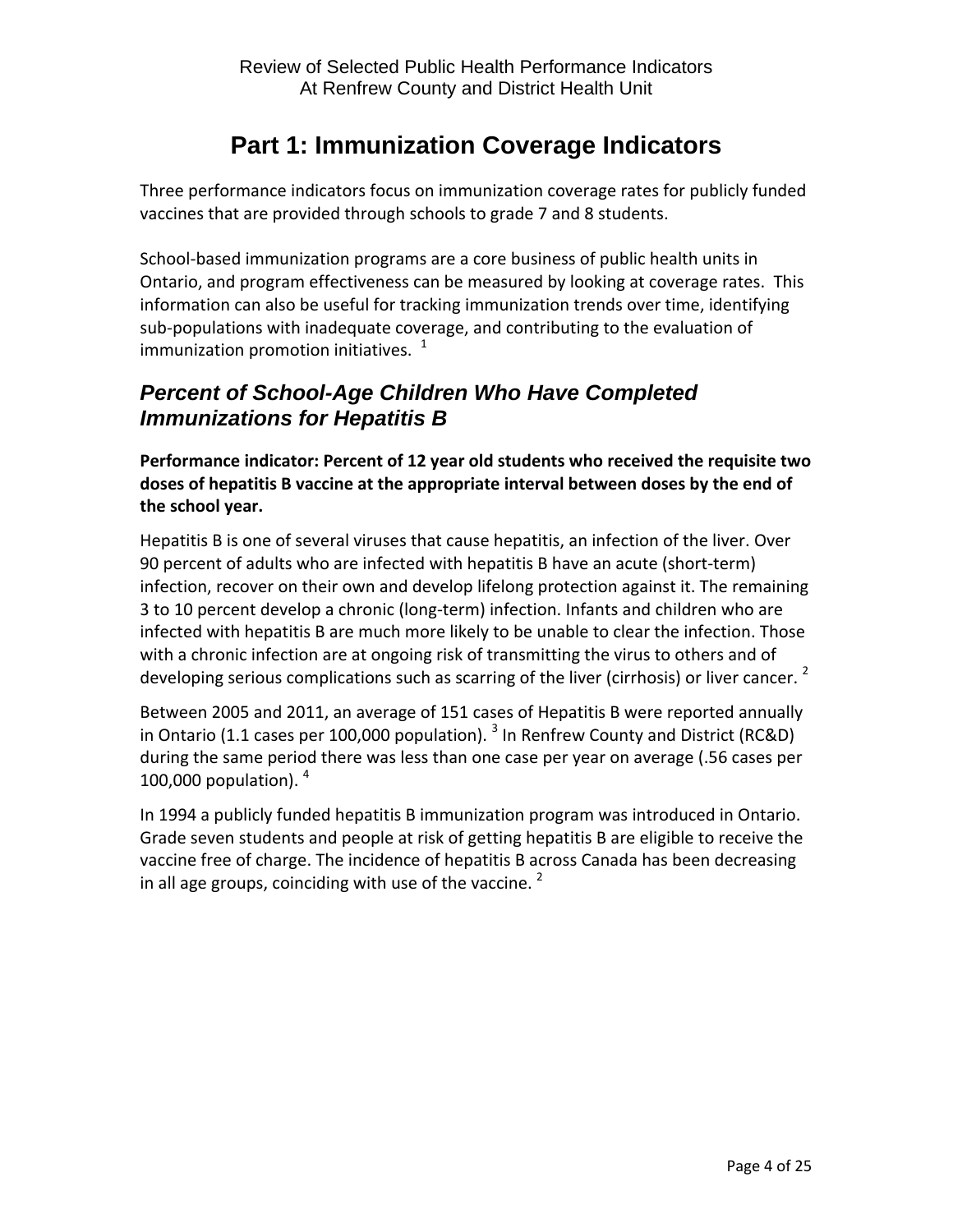# Part 1: Immunization Coverage Indicators

Three performance indicators focus on immunization coverage rates for publicly funded vaccines that are provided through schools to grade 7 and 8 students.

School-based immunization programs are a core business of public health units in Ontario, and program effectiveness can be measured by looking at coverage rates. This information can also be useful for tracking immunization trends over time, identifying sub-populations with inadequate coverage, and contributing to the evaluation of immunization promotion initiatives. [1]

## *Percent of School-Age Children Who Have Completed Immunizations for Hepatitis B*

**Performance indicator: Percent of 12 year old students who received the requisite two doses of hepatitis B vaccine at the appropriate interval between doses by the end of the school year.**

Hepatitis B is one of several viruses that cause hepatitis, an infection of the liver. Over 90 percent of adults who are infected with hepatitis B have an acute (short-term) infection, recover on their own and develop lifelong protection against it. The remaining 3 to 10 percent develop a chronic (long-term) infection. Infants and children who are infected with hepatitis B are much more likely to be unable to clear the infection. Those with a chronic infection are at ongoing risk of transmitting the virus to others and of developing serious complications such as scarring of the liver (cirrhosis) or liver cancer. [2]

Between 2005 and 2011, an average of 151 cases of Hepatitis B were reported annually in Ontario (1.1 cases per 100,000 population). [3] In Renfrew County and District (RC&D) during the same period there was less than one case per year on average (.56 cases per 100,000 population). [4]

In 1994 a publicly funded hepatitis B immunization program was introduced in Ontario. Grade seven students and people at risk of getting hepatitis B are eligible to receive the vaccine free of charge. The incidence of hepatitis B across Canada has been decreasing in all age groups, coinciding with use of the vaccine. [2]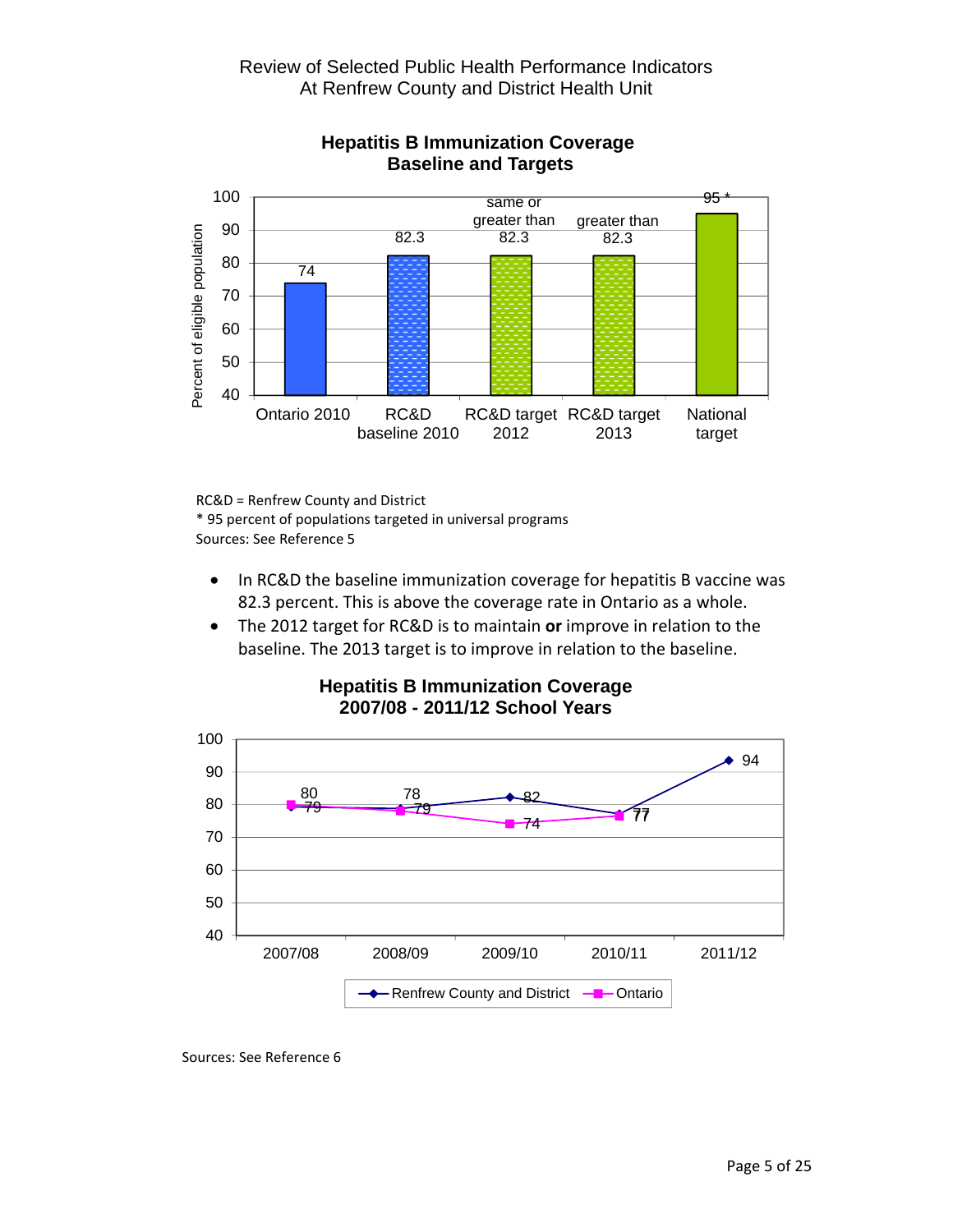**Hepatitis B Immunization Coverage**
**Baseline and Targets**

Percent of eligible population

100
90
80
70
60
50
40

74
82.3
same or greater than 82.3
greater than 82.3
95 *

Ontario 2010
RC&D baseline 2010
RC&D target 2012
RC&D target 2013
National target

RC&D = Renfrew County and District
* 95 percent of populations targeted in universal programs
Sources: See Reference 5

- In RC&D the baseline immunization coverage for hepatitis B vaccine was 82.3 percent. This is above the coverage rate in Ontario as a whole.
- The 2012 target for RC&D is to maintain **or** improve in relation to the baseline. The 2013 target is to improve in relation to the baseline.

**Hepatitis B Immunization Coverage**
**2007/08 - 2011/12 School Years**

100
90
80
70
60
50
40

80
79
78
79
82
74
77
77
94

2007/08
2008/09
2009/10
2010/11
2011/12

Renfrew County and District
Ontario

Sources: See Reference 6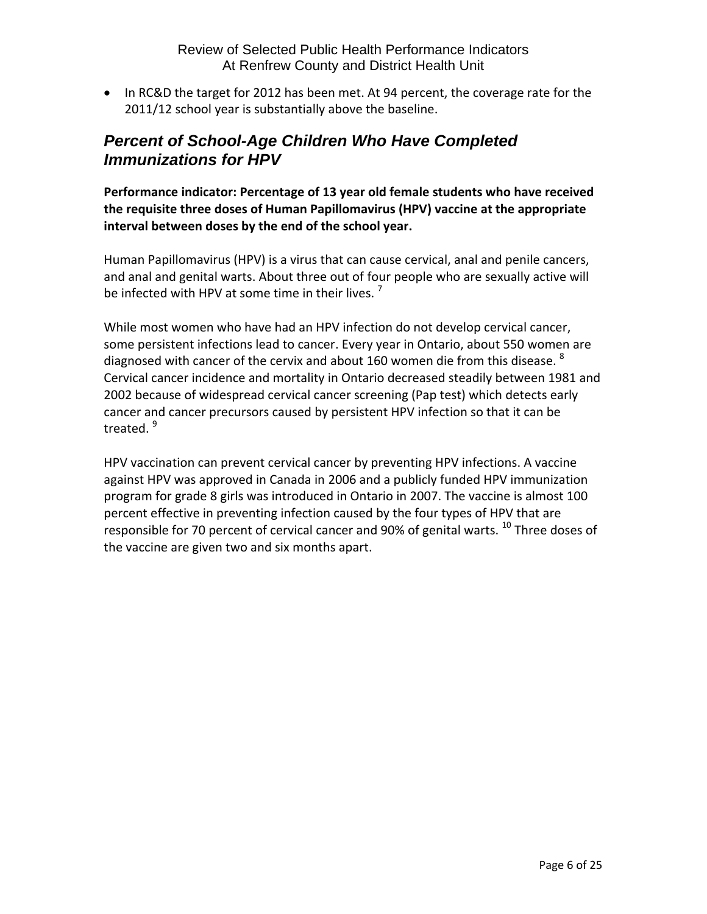- In RC&D the target for 2012 has been met. At 94 percent, the coverage rate for the 2011/12 school year is substantially above the baseline.

## *Percent of School-Age Children Who Have Completed Immunizations for HPV*

**Performance indicator: Percentage of 13 year old female students who have received the requisite three doses of Human Papillomavirus (HPV) vaccine at the appropriate interval between doses by the end of the school year.**

Human Papillomavirus (HPV) is a virus that can cause cervical, anal and penile cancers, and anal and genital warts. About three out of four people who are sexually active will be infected with HPV at some time in their lives. [7]

While most women who have had an HPV infection do not develop cervical cancer, some persistent infections lead to cancer. Every year in Ontario, about 550 women are diagnosed with cancer of the cervix and about 160 women die from this disease. [8] Cervical cancer incidence and mortality in Ontario decreased steadily between 1981 and 2002 because of widespread cervical cancer screening (Pap test) which detects early cancer and cancer precursors caused by persistent HPV infection so that it can be treated. [9]

HPV vaccination can prevent cervical cancer by preventing HPV infections. A vaccine against HPV was approved in Canada in 2006 and a publicly funded HPV immunization program for grade 8 girls was introduced in Ontario in 2007. The vaccine is almost 100 percent effective in preventing infection caused by the four types of HPV that are responsible for 70 percent of cervical cancer and 90% of genital warts. [10] Three doses of the vaccine are given two and six months apart.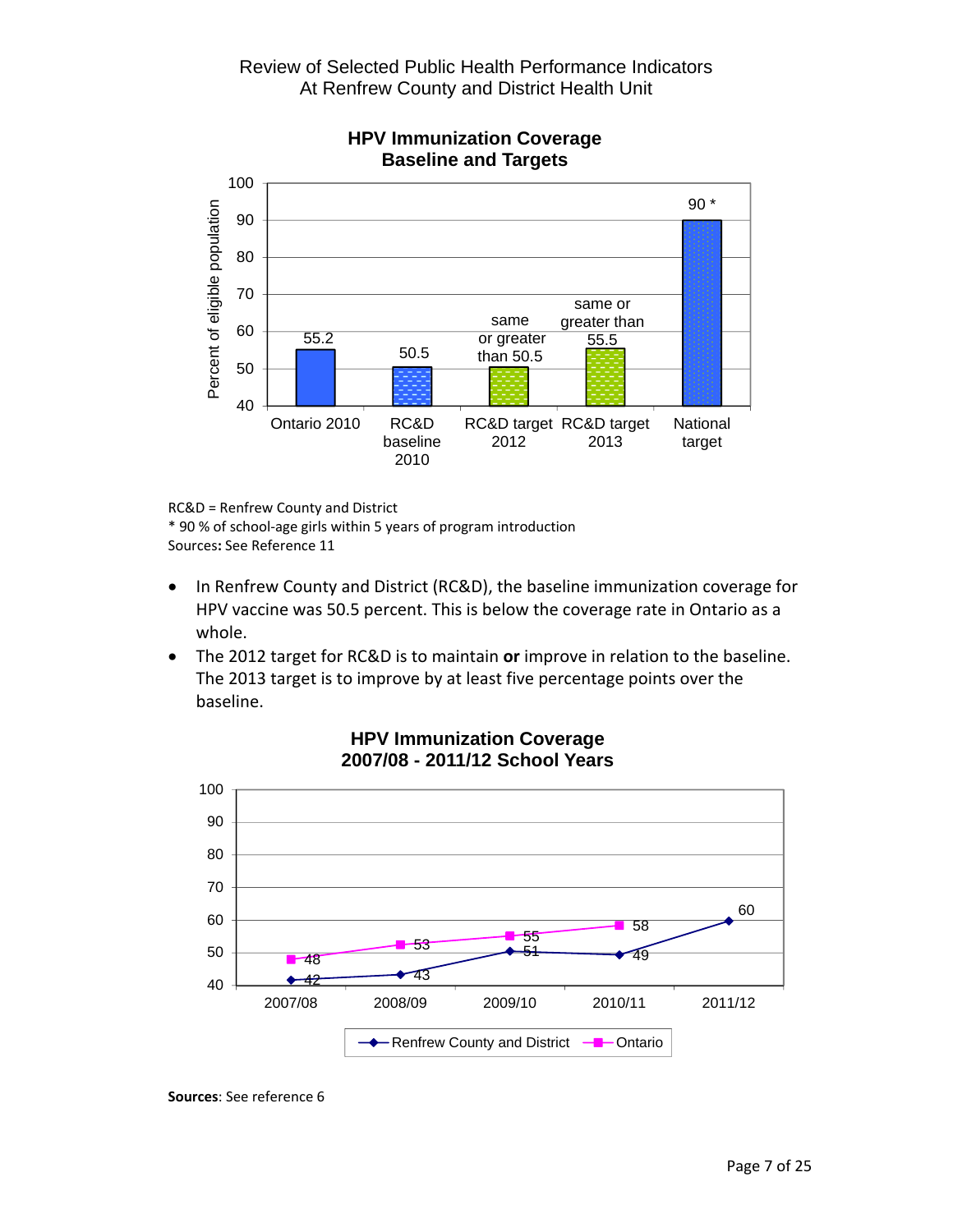**HPV Immunization Coverage**
**Baseline and Targets**

Percent of eligible population

100
90
80
70
60
50
40

55.2
50.5
same or greater than 50.5
same or greater than 55.5
90 *

Ontario 2010
RC&D baseline 2010
RC&D target 2012
RC&D target 2013
National target

RC&D = Renfrew County and District
* 90 % of school-age girls within 5 years of program introduction
Sources: See Reference 11

- In Renfrew County and District (RC&D), the baseline immunization coverage for HPV vaccine was 50.5 percent. This is below the coverage rate in Ontario as a whole.
- The 2012 target for RC&D is to maintain **or** improve in relation to the baseline. The 2013 target is to improve by at least five percentage points over the baseline.

**HPV Immunization Coverage**
**2007/08 - 2011/12 School Years**

100
90
80
70
60
50
40

48
53
55
58
42
43
51
49
60

2007/08
2008/09
2009/10
2010/11
2011/12

Renfrew County and District
Ontario

**Sources**: See reference 6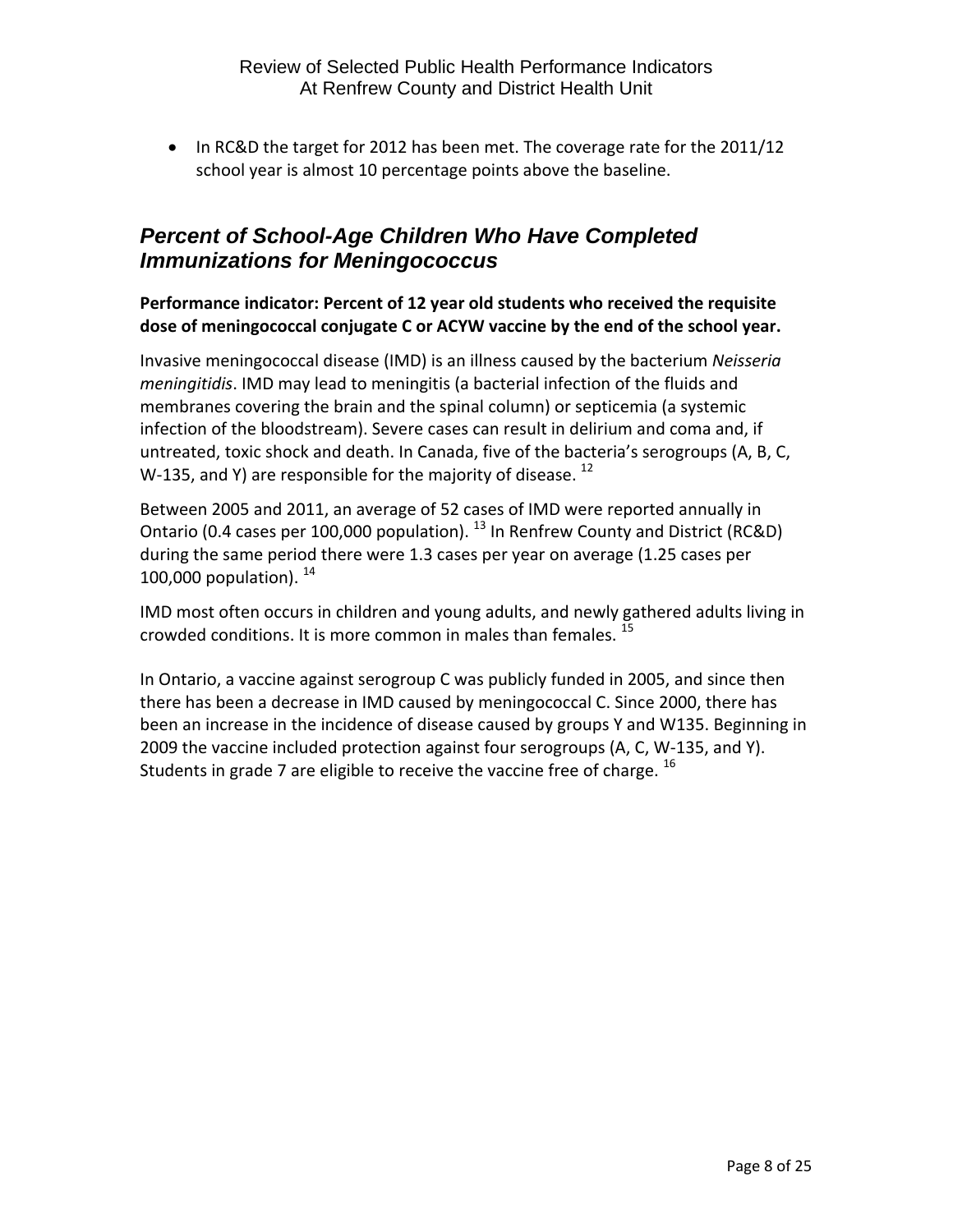- In RC&D the target for 2012 has been met. The coverage rate for the 2011/12 school year is almost 10 percentage points above the baseline.

## *Percent of School-Age Children Who Have Completed Immunizations for Meningococcus*

**Performance indicator: Percent of 12 year old students who received the requisite dose of meningococcal conjugate C or ACYW vaccine by the end of the school year.**

Invasive meningococcal disease (IMD) is an illness caused by the bacterium *Neisseria meningitidis*. IMD may lead to meningitis (a bacterial infection of the fluids and membranes covering the brain and the spinal column) or septicemia (a systemic infection of the bloodstream). Severe cases can result in delirium and coma and, if untreated, toxic shock and death. In Canada, five of the bacteria's serogroups (A, B, C, W-135, and Y) are responsible for the majority of disease. [12]

Between 2005 and 2011, an average of 52 cases of IMD were reported annually in Ontario (0.4 cases per 100,000 population). [13] In Renfrew County and District (RC&D) during the same period there were 1.3 cases per year on average (1.25 cases per 100,000 population). [14]

IMD most often occurs in children and young adults, and newly gathered adults living in crowded conditions. It is more common in males than females. [15]

In Ontario, a vaccine against serogroup C was publicly funded in 2005, and since then there has been a decrease in IMD caused by meningococcal C. Since 2000, there has been an increase in the incidence of disease caused by groups Y and W135. Beginning in 2009 the vaccine included protection against four serogroups (A, C, W-135, and Y). Students in grade 7 are eligible to receive the vaccine free of charge. [16]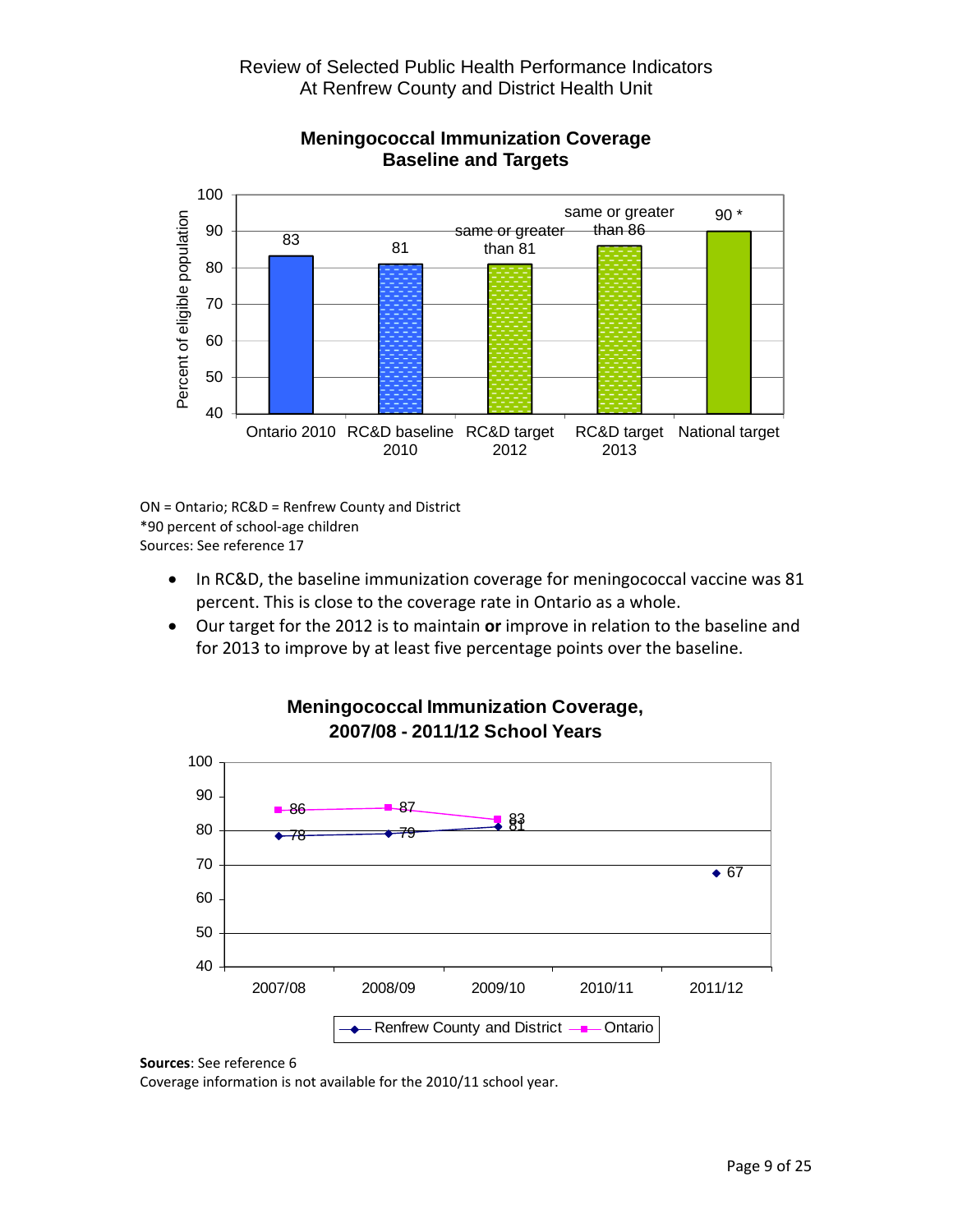Review of Selected Public Health Performance Indicators
At Renfrew County and District Health Unit

**Meningococcal Immunization Coverage Baseline and Targets**

Percent of eligible population

100
90
80
70
60
50
40

83
81
same or greater than 81
same or greater than 86
90 *

Ontario 2010
RC&D baseline 2010
RC&D target 2012
RC&D target 2013
National target

ON = Ontario; RC&D = Renfrew County and District
*90 percent of school-age children
Sources: See reference 17

- In RC&D, the baseline immunization coverage for meningococcal vaccine was 81 percent. This is close to the coverage rate in Ontario as a whole.
- Our target for the 2012 is to maintain **or** improve in relation to the baseline and for 2013 to improve by at least five percentage points over the baseline.

**Meningococcal Immunization Coverage, 2007/08 - 2011/12 School Years**

100
90
80
70
60
50
40

86
87
83
78
79
81
67

2007/08
2008/09
2009/10
2010/11
2011/12

Renfrew County and District
Ontario

**Sources**: See reference 6
Coverage information is not available for the 2010/11 school year.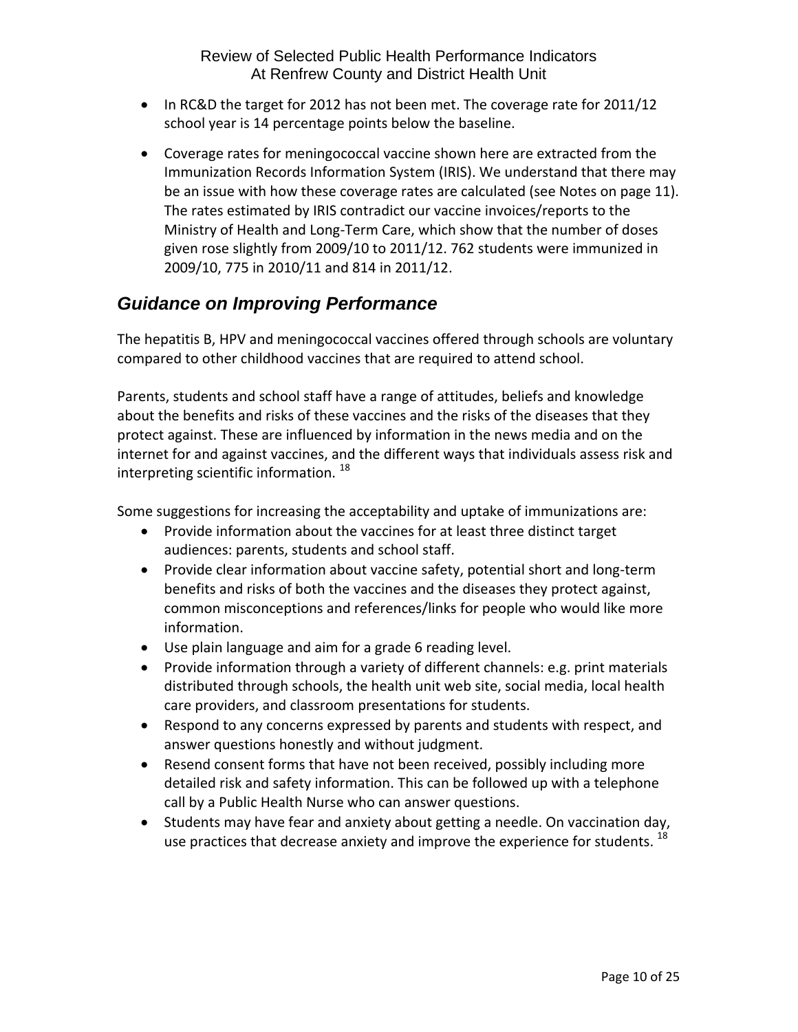- In RC&D the target for 2012 has not been met. The coverage rate for 2011/12 school year is 14 percentage points below the baseline.
- Coverage rates for meningococcal vaccine shown here are extracted from the Immunization Records Information System (IRIS). We understand that there may be an issue with how these coverage rates are calculated (see Notes on page 11). The rates estimated by IRIS contradict our vaccine invoices/reports to the Ministry of Health and Long-Term Care, which show that the number of doses given rose slightly from 2009/10 to 2011/12. 762 students were immunized in 2009/10, 775 in 2010/11 and 814 in 2011/12.

## *Guidance on Improving Performance*

The hepatitis B, HPV and meningococcal vaccines offered through schools are voluntary compared to other childhood vaccines that are required to attend school.

Parents, students and school staff have a range of attitudes, beliefs and knowledge about the benefits and risks of these vaccines and the risks of the diseases that they protect against. These are influenced by information in the news media and on the internet for and against vaccines, and the different ways that individuals assess risk and interpreting scientific information. [18]

Some suggestions for increasing the acceptability and uptake of immunizations are:

- Provide information about the vaccines for at least three distinct target audiences: parents, students and school staff.
- Provide clear information about vaccine safety, potential short and long-term benefits and risks of both the vaccines and the diseases they protect against, common misconceptions and references/links for people who would like more information.
- Use plain language and aim for a grade 6 reading level.
- Provide information through a variety of different channels: e.g. print materials distributed through schools, the health unit web site, social media, local health care providers, and classroom presentations for students.
- Respond to any concerns expressed by parents and students with respect, and answer questions honestly and without judgment.
- Resend consent forms that have not been received, possibly including more detailed risk and safety information. This can be followed up with a telephone call by a Public Health Nurse who can answer questions.
- Students may have fear and anxiety about getting a needle. On vaccination day, use practices that decrease anxiety and improve the experience for students. [18]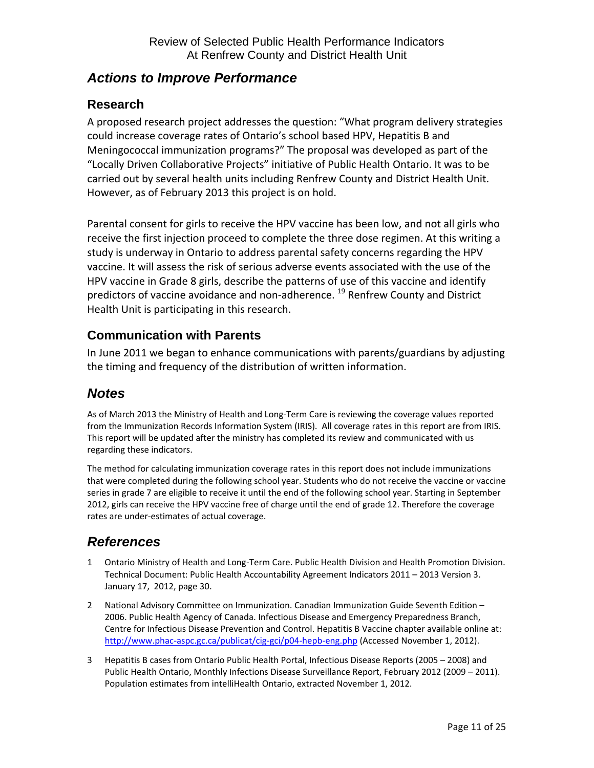## *Actions to Improve Performance*

### Research

A proposed research project addresses the question: "What program delivery strategies could increase coverage rates of Ontario's school based HPV, Hepatitis B and Meningococcal immunization programs?" The proposal was developed as part of the "Locally Driven Collaborative Projects" initiative of Public Health Ontario. It was to be carried out by several health units including Renfrew County and District Health Unit. However, as of February 2013 this project is on hold.

Parental consent for girls to receive the HPV vaccine has been low, and not all girls who receive the first injection proceed to complete the three dose regimen. At this writing a study is underway in Ontario to address parental safety concerns regarding the HPV vaccine. It will assess the risk of serious adverse events associated with the use of the HPV vaccine in Grade 8 girls, describe the patterns of use of this vaccine and identify predictors of vaccine avoidance and non-adherence. [19] Renfrew County and District Health Unit is participating in this research.

### Communication with Parents

In June 2011 we began to enhance communications with parents/guardians by adjusting the timing and frequency of the distribution of written information.

## *Notes*

As of March 2013 the Ministry of Health and Long-Term Care is reviewing the coverage values reported from the Immunization Records Information System (IRIS). All coverage rates in this report are from IRIS. This report will be updated after the ministry has completed its review and communicated with us regarding these indicators.

The method for calculating immunization coverage rates in this report does not include immunizations that were completed during the following school year. Students who do not receive the vaccine or vaccine series in grade 7 are eligible to receive it until the end of the following school year. Starting in September 2012, girls can receive the HPV vaccine free of charge until the end of grade 12. Therefore the coverage rates are under-estimates of actual coverage.

## *References*

1 Ontario Ministry of Health and Long-Term Care. Public Health Division and Health Promotion Division. Technical Document: Public Health Accountability Agreement Indicators 2011 – 2013 Version 3. January 17, 2012, page 30.

2 National Advisory Committee on Immunization. Canadian Immunization Guide Seventh Edition – 2006. Public Health Agency of Canada. Infectious Disease and Emergency Preparedness Branch, Centre for Infectious Disease Prevention and Control. Hepatitis B Vaccine chapter available online at: http://www.phac-aspc.gc.ca/publicat/cig-gci/p04-hepb-eng.php (Accessed November 1, 2012).

3 Hepatitis B cases from Ontario Public Health Portal, Infectious Disease Reports (2005 – 2008) and Public Health Ontario, Monthly Infections Disease Surveillance Report, February 2012 (2009 – 2011). Population estimates from intelliHealth Ontario, extracted November 1, 2012.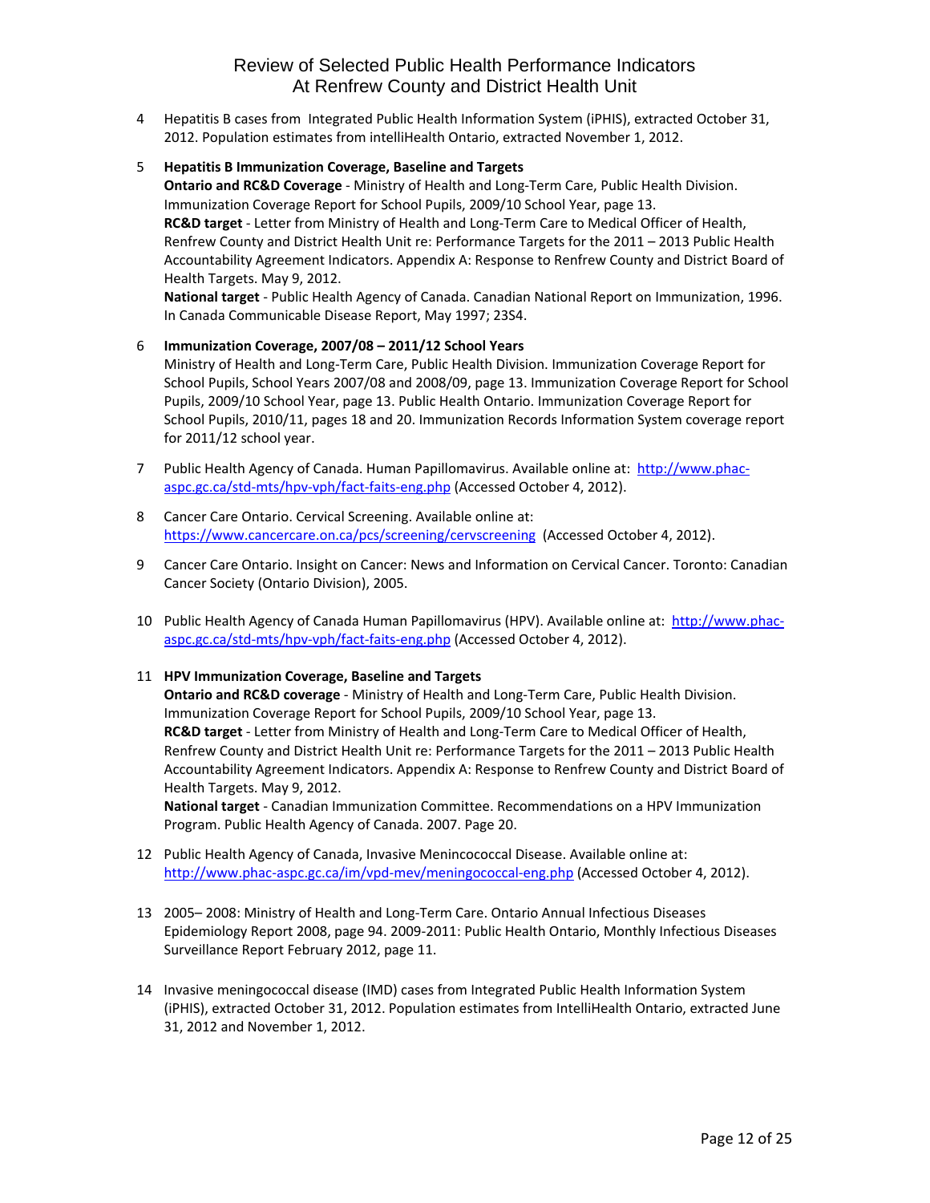4 Hepatitis B cases from Integrated Public Health Information System (iPHIS), extracted October 31, 2012. Population estimates from intelliHealth Ontario, extracted November 1, 2012.

5 **Hepatitis B Immunization Coverage, Baseline and Targets**
**Ontario and RC&D Coverage** - Ministry of Health and Long-Term Care, Public Health Division. Immunization Coverage Report for School Pupils, 2009/10 School Year, page 13.
**RC&D target** - Letter from Ministry of Health and Long-Term Care to Medical Officer of Health, Renfrew County and District Health Unit re: Performance Targets for the 2011 – 2013 Public Health Accountability Agreement Indicators. Appendix A: Response to Renfrew County and District Board of Health Targets. May 9, 2012.
**National target** - Public Health Agency of Canada. Canadian National Report on Immunization, 1996. In Canada Communicable Disease Report, May 1997; 23S4.

6 **Immunization Coverage, 2007/08 – 2011/12 School Years**
Ministry of Health and Long-Term Care, Public Health Division. Immunization Coverage Report for School Pupils, School Years 2007/08 and 2008/09, page 13. Immunization Coverage Report for School Pupils, 2009/10 School Year, page 13. Public Health Ontario. Immunization Coverage Report for School Pupils, 2010/11, pages 18 and 20. Immunization Records Information System coverage report for 2011/12 school year.

7 Public Health Agency of Canada. Human Papillomavirus. Available online at: http://www.phac-aspc.gc.ca/std-mts/hpv-vph/fact-faits-eng.php (Accessed October 4, 2012).

8 Cancer Care Ontario. Cervical Screening. Available online at: https://www.cancercare.on.ca/pcs/screening/cervscreening (Accessed October 4, 2012).

9 Cancer Care Ontario. Insight on Cancer: News and Information on Cervical Cancer. Toronto: Canadian Cancer Society (Ontario Division), 2005.

10 Public Health Agency of Canada Human Papillomavirus (HPV). Available online at: http://www.phac-aspc.gc.ca/std-mts/hpv-vph/fact-faits-eng.php (Accessed October 4, 2012).

11 **HPV Immunization Coverage, Baseline and Targets**
**Ontario and RC&D coverage** - Ministry of Health and Long-Term Care, Public Health Division. Immunization Coverage Report for School Pupils, 2009/10 School Year, page 13.
**RC&D target** - Letter from Ministry of Health and Long-Term Care to Medical Officer of Health, Renfrew County and District Health Unit re: Performance Targets for the 2011 – 2013 Public Health Accountability Agreement Indicators. Appendix A: Response to Renfrew County and District Board of Health Targets. May 9, 2012.
**National target** - Canadian Immunization Committee. Recommendations on a HPV Immunization Program. Public Health Agency of Canada. 2007. Page 20.

12 Public Health Agency of Canada, Invasive Menincococcal Disease. Available online at: http://www.phac-aspc.gc.ca/im/vpd-mev/meningococcal-eng.php (Accessed October 4, 2012).

13 2005– 2008: Ministry of Health and Long-Term Care. Ontario Annual Infectious Diseases Epidemiology Report 2008, page 94. 2009-2011: Public Health Ontario, Monthly Infectious Diseases Surveillance Report February 2012, page 11.

14 Invasive meningococcal disease (IMD) cases from Integrated Public Health Information System (iPHIS), extracted October 31, 2012. Population estimates from IntelliHealth Ontario, extracted June 31, 2012 and November 1, 2012.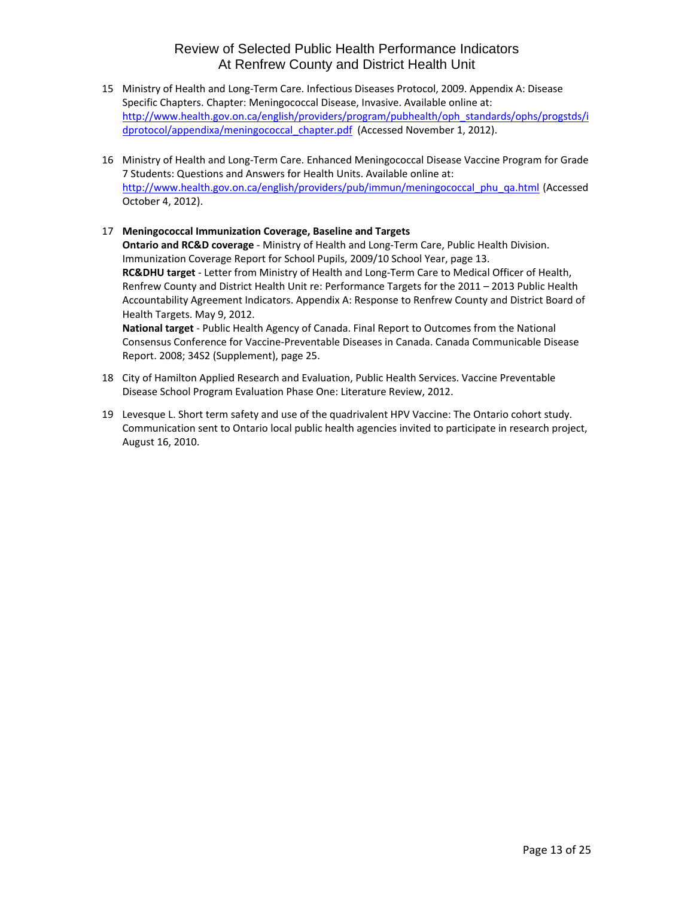15 Ministry of Health and Long-Term Care. Infectious Diseases Protocol, 2009. Appendix A: Disease Specific Chapters. Chapter: Meningococcal Disease, Invasive. Available online at: http://www.health.gov.on.ca/english/providers/program/pubhealth/oph_standards/ophs/progstds/idprotocol/appendixa/meningococcal_chapter.pdf (Accessed November 1, 2012).

16 Ministry of Health and Long-Term Care. Enhanced Meningococcal Disease Vaccine Program for Grade 7 Students: Questions and Answers for Health Units. Available online at: http://www.health.gov.on.ca/english/providers/pub/immun/meningococcal_phu_qa.html (Accessed October 4, 2012).

17 **Meningococcal Immunization Coverage, Baseline and Targets**
**Ontario and RC&D coverage** - Ministry of Health and Long-Term Care, Public Health Division. Immunization Coverage Report for School Pupils, 2009/10 School Year, page 13.
**RC&DHU target** - Letter from Ministry of Health and Long-Term Care to Medical Officer of Health, Renfrew County and District Health Unit re: Performance Targets for the 2011 – 2013 Public Health Accountability Agreement Indicators. Appendix A: Response to Renfrew County and District Board of Health Targets. May 9, 2012.
**National target** - Public Health Agency of Canada. Final Report to Outcomes from the National Consensus Conference for Vaccine-Preventable Diseases in Canada. Canada Communicable Disease Report. 2008; 34S2 (Supplement), page 25.

18 City of Hamilton Applied Research and Evaluation, Public Health Services. Vaccine Preventable Disease School Program Evaluation Phase One: Literature Review, 2012.

19 Levesque L. Short term safety and use of the quadrivalent HPV Vaccine: The Ontario cohort study. Communication sent to Ontario local public health agencies invited to participate in research project, August 16, 2010.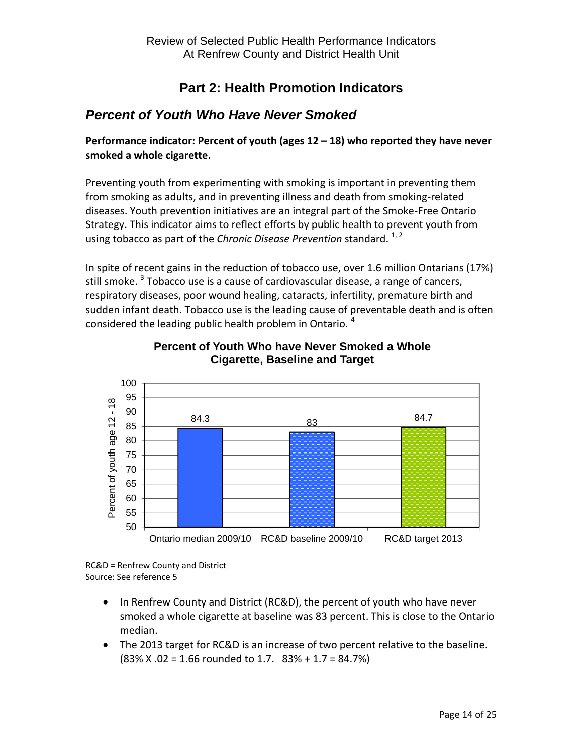# Part 2: Health Promotion Indicators

## *Percent of Youth Who Have Never Smoked*

**Performance indicator: Percent of youth (ages 12 – 18) who reported they have never smoked a whole cigarette.**

Preventing youth from experimenting with smoking is important in preventing them from smoking as adults, and in preventing illness and death from smoking-related diseases. Youth prevention initiatives are an integral part of the Smoke-Free Ontario Strategy. This indicator aims to reflect efforts by public health to prevent youth from using tobacco as part of the *Chronic Disease Prevention* standard. [1, 2]

In spite of recent gains in the reduction of tobacco use, over 1.6 million Ontarians (17%) still smoke. [3] Tobacco use is a cause of cardiovascular disease, a range of cancers, respiratory diseases, poor wound healing, cataracts, infertility, premature birth and sudden infant death. Tobacco use is the leading cause of preventable death and is often considered the leading public health problem in Ontario. [4]

**Percent of Youth Who have Never Smoked a Whole Cigarette, Baseline and Target**

Percent of youth age 12 - 18

100
95
90
85
80
75
70
65
60
55
50

84.3
83
84.7

Ontario median 2009/10
RC&D baseline 2009/10
RC&D target 2013

RC&D = Renfrew County and District
Source: See reference 5

- In Renfrew County and District (RC&D), the percent of youth who have never smoked a whole cigarette at baseline was 83 percent. This is close to the Ontario median.
- The 2013 target for RC&D is an increase of two percent relative to the baseline. (83% X .02 = 1.66 rounded to 1.7. 83% + 1.7 = 84.7%)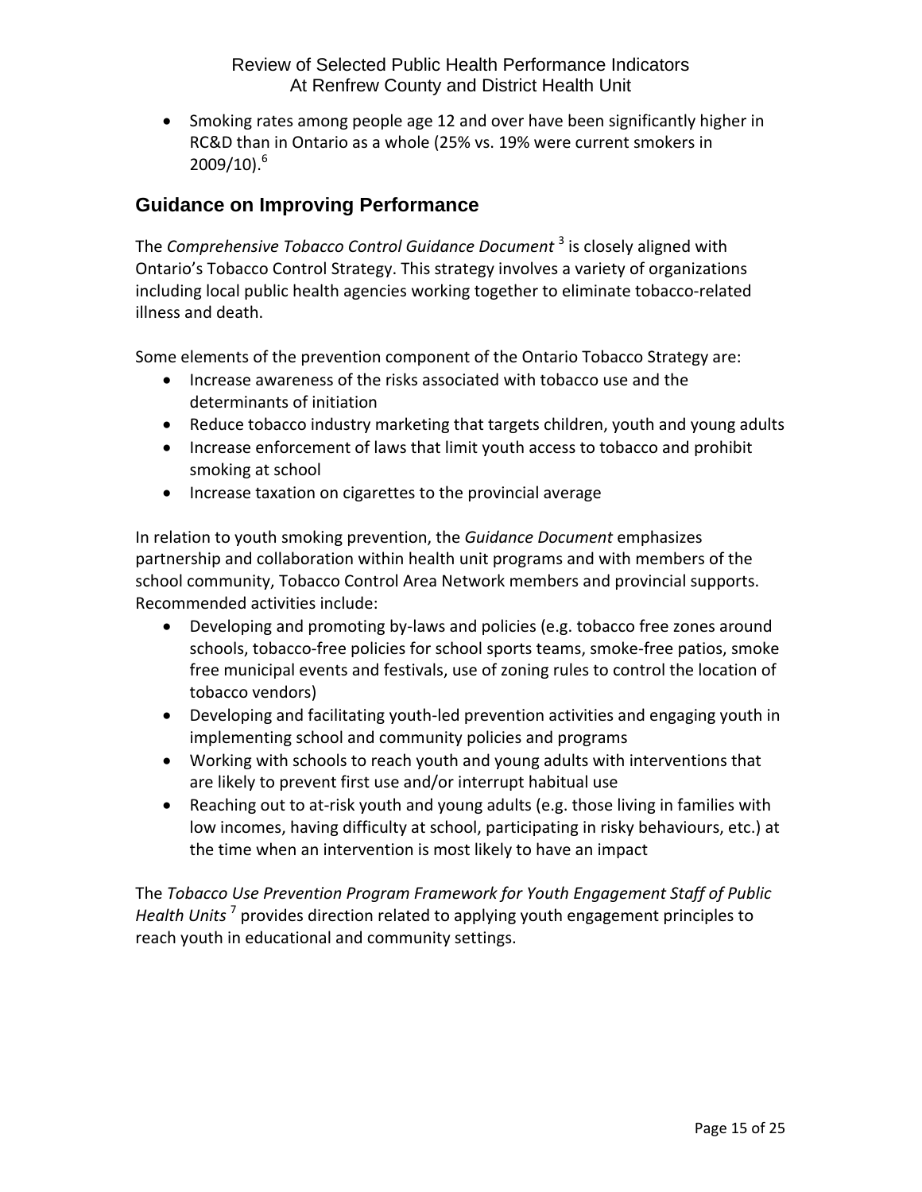- Smoking rates among people age 12 and over have been significantly higher in RC&D than in Ontario as a whole (25% vs. 19% were current smokers in 2009/10).[6]

## Guidance on Improving Performance

The *Comprehensive Tobacco Control Guidance Document* [3] is closely aligned with Ontario's Tobacco Control Strategy. This strategy involves a variety of organizations including local public health agencies working together to eliminate tobacco-related illness and death.

Some elements of the prevention component of the Ontario Tobacco Strategy are:

- Increase awareness of the risks associated with tobacco use and the determinants of initiation
- Reduce tobacco industry marketing that targets children, youth and young adults
- Increase enforcement of laws that limit youth access to tobacco and prohibit smoking at school
- Increase taxation on cigarettes to the provincial average

In relation to youth smoking prevention, the *Guidance Document* emphasizes partnership and collaboration within health unit programs and with members of the school community, Tobacco Control Area Network members and provincial supports. Recommended activities include:

- Developing and promoting by-laws and policies (e.g. tobacco free zones around schools, tobacco-free policies for school sports teams, smoke-free patios, smoke free municipal events and festivals, use of zoning rules to control the location of tobacco vendors)
- Developing and facilitating youth-led prevention activities and engaging youth in implementing school and community policies and programs
- Working with schools to reach youth and young adults with interventions that are likely to prevent first use and/or interrupt habitual use
- Reaching out to at-risk youth and young adults (e.g. those living in families with low incomes, having difficulty at school, participating in risky behaviours, etc.) at the time when an intervention is most likely to have an impact

The *Tobacco Use Prevention Program Framework for Youth Engagement Staff of Public Health Units* [7] provides direction related to applying youth engagement principles to reach youth in educational and community settings.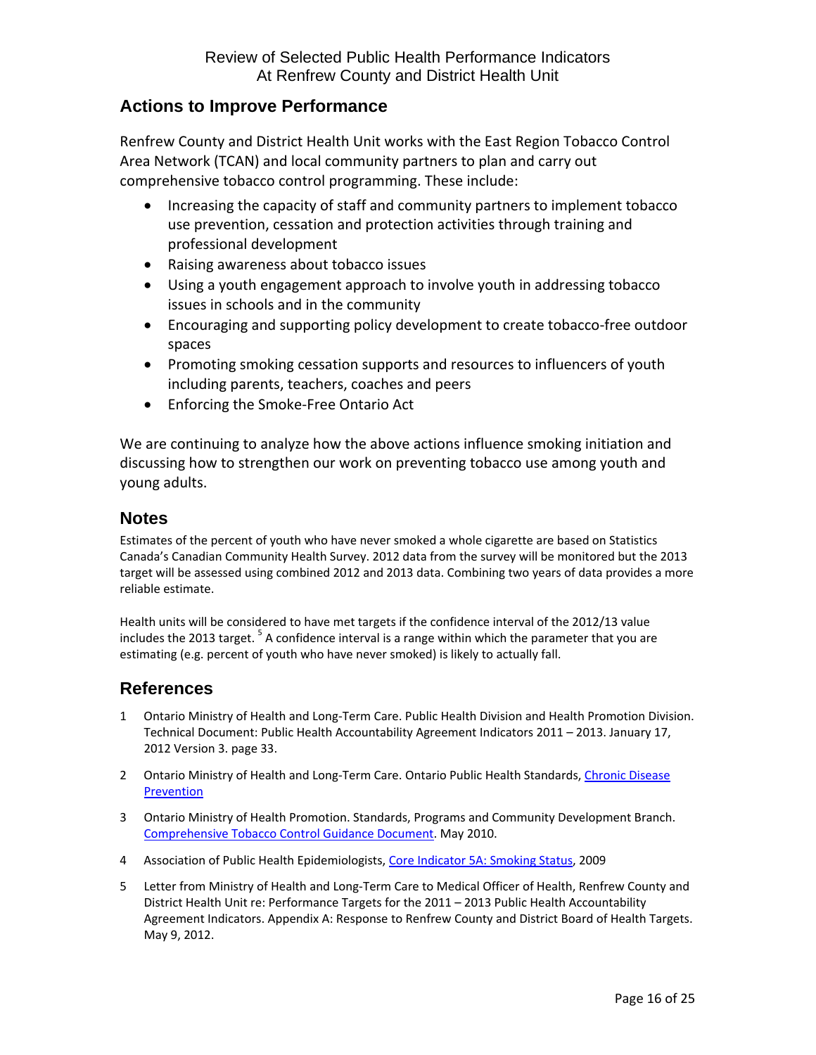## Actions to Improve Performance

Renfrew County and District Health Unit works with the East Region Tobacco Control Area Network (TCAN) and local community partners to plan and carry out comprehensive tobacco control programming. These include:

- Increasing the capacity of staff and community partners to implement tobacco use prevention, cessation and protection activities through training and professional development
- Raising awareness about tobacco issues
- Using a youth engagement approach to involve youth in addressing tobacco issues in schools and in the community
- Encouraging and supporting policy development to create tobacco-free outdoor spaces
- Promoting smoking cessation supports and resources to influencers of youth including parents, teachers, coaches and peers
- Enforcing the Smoke-Free Ontario Act

We are continuing to analyze how the above actions influence smoking initiation and discussing how to strengthen our work on preventing tobacco use among youth and young adults.

## Notes

Estimates of the percent of youth who have never smoked a whole cigarette are based on Statistics Canada's Canadian Community Health Survey. 2012 data from the survey will be monitored but the 2013 target will be assessed using combined 2012 and 2013 data. Combining two years of data provides a more reliable estimate.

Health units will be considered to have met targets if the confidence interval of the 2012/13 value includes the 2013 target. [5] A confidence interval is a range within which the parameter that you are estimating (e.g. percent of youth who have never smoked) is likely to actually fall.

## References

1. Ontario Ministry of Health and Long-Term Care. Public Health Division and Health Promotion Division. Technical Document: Public Health Accountability Agreement Indicators 2011 – 2013. January 17, 2012 Version 3. page 33.
2. Ontario Ministry of Health and Long-Term Care. Ontario Public Health Standards, Chronic Disease Prevention
3. Ontario Ministry of Health Promotion. Standards, Programs and Community Development Branch. Comprehensive Tobacco Control Guidance Document. May 2010.
4. Association of Public Health Epidemiologists, Core Indicator 5A: Smoking Status, 2009
5. Letter from Ministry of Health and Long-Term Care to Medical Officer of Health, Renfrew County and District Health Unit re: Performance Targets for the 2011 – 2013 Public Health Accountability Agreement Indicators. Appendix A: Response to Renfrew County and District Board of Health Targets. May 9, 2012.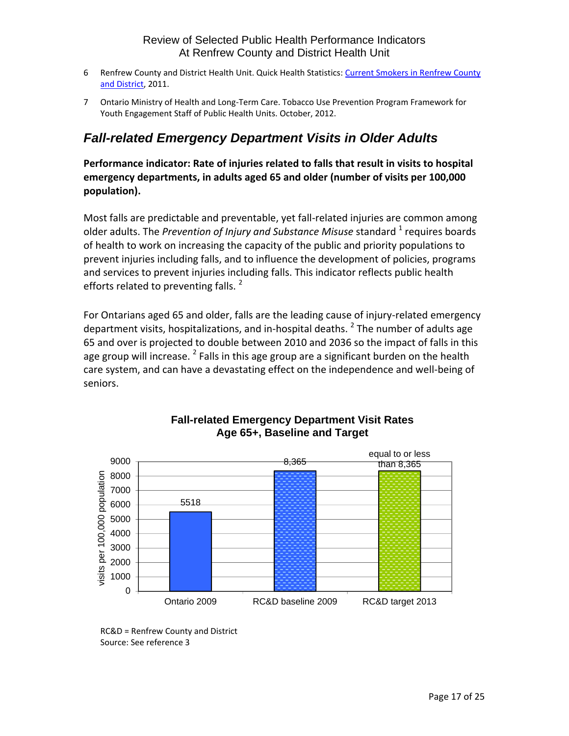6 Renfrew County and District Health Unit. Quick Health Statistics: [Current Smokers in Renfrew County and District](), 2011.

7 Ontario Ministry of Health and Long-Term Care. Tobacco Use Prevention Program Framework for Youth Engagement Staff of Public Health Units. October, 2012.

## *Fall-related Emergency Department Visits in Older Adults*

**Performance indicator: Rate of injuries related to falls that result in visits to hospital emergency departments, in adults aged 65 and older (number of visits per 100,000 population).**

Most falls are predictable and preventable, yet fall-related injuries are common among older adults. The *Prevention of Injury and Substance Misuse* standard [1] requires boards of health to work on increasing the capacity of the public and priority populations to prevent injuries including falls, and to influence the development of policies, programs and services to prevent injuries including falls. This indicator reflects public health efforts related to preventing falls. [2]

For Ontarians aged 65 and older, falls are the leading cause of injury-related emergency department visits, hospitalizations, and in-hospital deaths. [2] The number of adults age 65 and over is projected to double between 2010 and 2036 so the impact of falls in this age group will increase. [2] Falls in this age group are a significant burden on the health care system, and can have a devastating effect on the independence and well-being of seniors.

**Fall-related Emergency Department Visit Rates**
**Age 65+, Baseline and Target**

visits per 100,000 population

9000
8000
7000
6000
5000
4000
3000
2000
1000
0

5518
8,365
equal to or less than 8,365

Ontario 2009
RC&D baseline 2009
RC&D target 2013

RC&D = Renfrew County and District
Source: See reference 3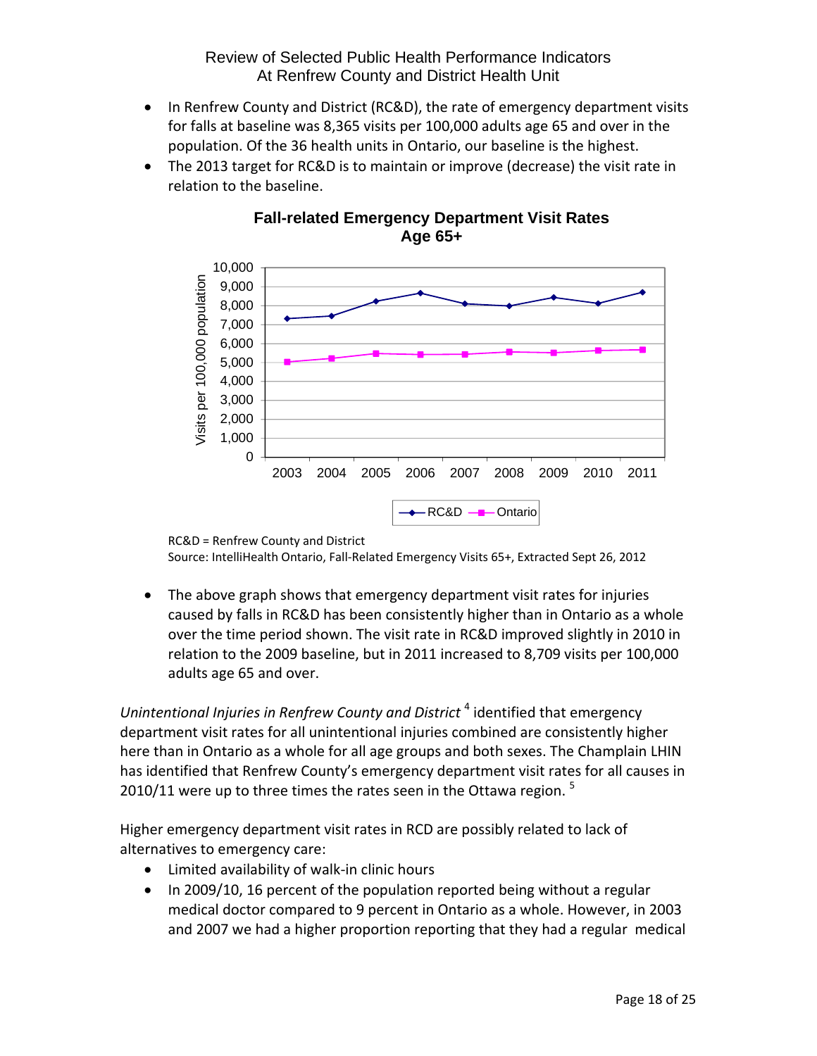- In Renfrew County and District (RC&D), the rate of emergency department visits for falls at baseline was 8,365 visits per 100,000 adults age 65 and over in the population. Of the 36 health units in Ontario, our baseline is the highest.
- The 2013 target for RC&D is to maintain or improve (decrease) the visit rate in relation to the baseline.

**Fall-related Emergency Department Visit Rates**
**Age 65+**

Visits per 100,000 population

10,000
9,000
8,000
7,000
6,000
5,000
4,000
3,000
2,000
1,000
0

2003 2004 2005 2006 2007 2008 2009 2010 2011

RC&D
Ontario

RC&D = Renfrew County and District
Source: IntelliHealth Ontario, Fall-Related Emergency Visits 65+, Extracted Sept 26, 2012

- The above graph shows that emergency department visit rates for injuries caused by falls in RC&D has been consistently higher than in Ontario as a whole over the time period shown. The visit rate in RC&D improved slightly in 2010 in relation to the 2009 baseline, but in 2011 increased to 8,709 visits per 100,000 adults age 65 and over.

*Unintentional Injuries in Renfrew County and District* [4] identified that emergency department visit rates for all unintentional injuries combined are consistently higher here than in Ontario as a whole for all age groups and both sexes. The Champlain LHIN has identified that Renfrew County's emergency department visit rates for all causes in 2010/11 were up to three times the rates seen in the Ottawa region. [5]

Higher emergency department visit rates in RCD are possibly related to lack of alternatives to emergency care:

- Limited availability of walk-in clinic hours
- In 2009/10, 16 percent of the population reported being without a regular medical doctor compared to 9 percent in Ontario as a whole. However, in 2003 and 2007 we had a higher proportion reporting that they had a regular medical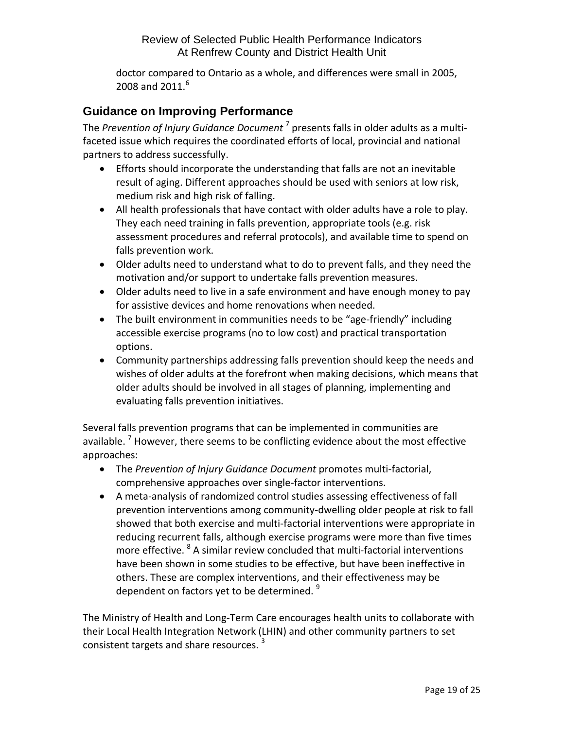doctor compared to Ontario as a whole, and differences were small in 2005, 2008 and 2011.[6]

## Guidance on Improving Performance

The *Prevention of Injury Guidance Document* [7] presents falls in older adults as a multi-faceted issue which requires the coordinated efforts of local, provincial and national partners to address successfully.

- Efforts should incorporate the understanding that falls are not an inevitable result of aging. Different approaches should be used with seniors at low risk, medium risk and high risk of falling.
- All health professionals that have contact with older adults have a role to play. They each need training in falls prevention, appropriate tools (e.g. risk assessment procedures and referral protocols), and available time to spend on falls prevention work.
- Older adults need to understand what to do to prevent falls, and they need the motivation and/or support to undertake falls prevention measures.
- Older adults need to live in a safe environment and have enough money to pay for assistive devices and home renovations when needed.
- The built environment in communities needs to be "age-friendly" including accessible exercise programs (no to low cost) and practical transportation options.
- Community partnerships addressing falls prevention should keep the needs and wishes of older adults at the forefront when making decisions, which means that older adults should be involved in all stages of planning, implementing and evaluating falls prevention initiatives.

Several falls prevention programs that can be implemented in communities are available. [7] However, there seems to be conflicting evidence about the most effective approaches:

- The *Prevention of Injury Guidance Document* promotes multi-factorial, comprehensive approaches over single-factor interventions.
- A meta-analysis of randomized control studies assessing effectiveness of fall prevention interventions among community-dwelling older people at risk to fall showed that both exercise and multi-factorial interventions were appropriate in reducing recurrent falls, although exercise programs were more than five times more effective. [8] A similar review concluded that multi-factorial interventions have been shown in some studies to be effective, but have been ineffective in others. These are complex interventions, and their effectiveness may be dependent on factors yet to be determined. [9]

The Ministry of Health and Long-Term Care encourages health units to collaborate with their Local Health Integration Network (LHIN) and other community partners to set consistent targets and share resources. [3]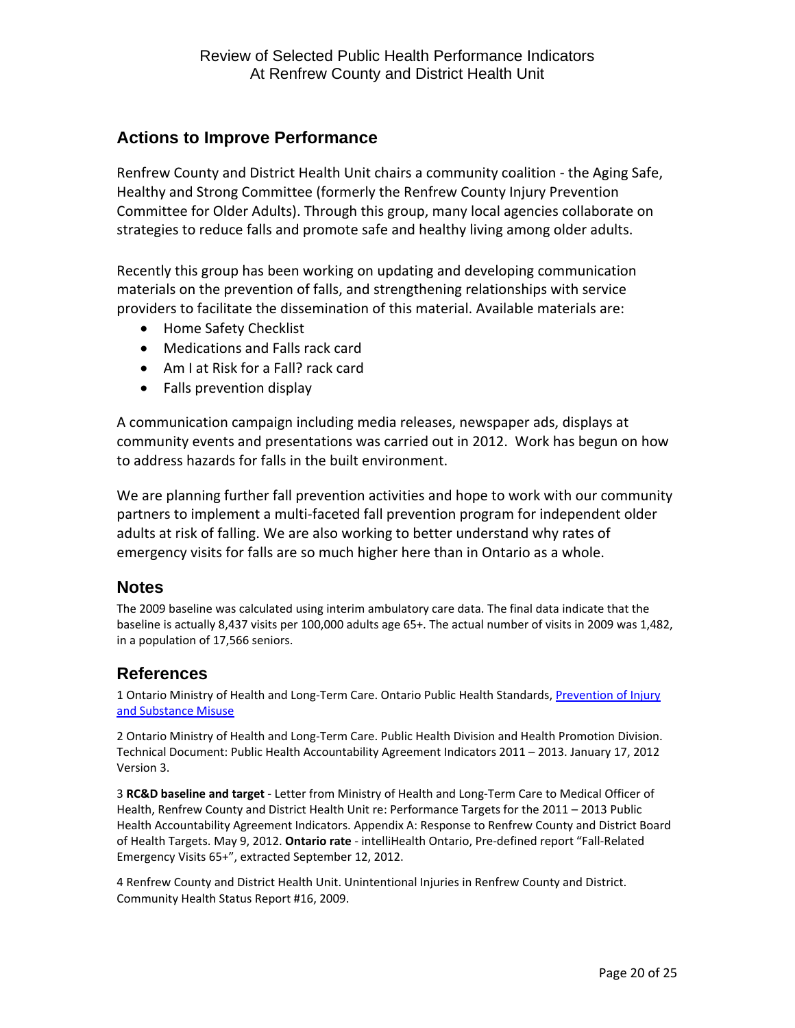## Actions to Improve Performance

Renfrew County and District Health Unit chairs a community coalition - the Aging Safe, Healthy and Strong Committee (formerly the Renfrew County Injury Prevention Committee for Older Adults). Through this group, many local agencies collaborate on strategies to reduce falls and promote safe and healthy living among older adults.

Recently this group has been working on updating and developing communication materials on the prevention of falls, and strengthening relationships with service providers to facilitate the dissemination of this material. Available materials are:

- Home Safety Checklist
- Medications and Falls rack card
- Am I at Risk for a Fall? rack card
- Falls prevention display

A communication campaign including media releases, newspaper ads, displays at community events and presentations was carried out in 2012. Work has begun on how to address hazards for falls in the built environment.

We are planning further fall prevention activities and hope to work with our community partners to implement a multi-faceted fall prevention program for independent older adults at risk of falling. We are also working to better understand why rates of emergency visits for falls are so much higher here than in Ontario as a whole.

## Notes

The 2009 baseline was calculated using interim ambulatory care data. The final data indicate that the baseline is actually 8,437 visits per 100,000 adults age 65+. The actual number of visits in 2009 was 1,482, in a population of 17,566 seniors.

## References

1 Ontario Ministry of Health and Long-Term Care. Ontario Public Health Standards, Prevention of Injury and Substance Misuse

2 Ontario Ministry of Health and Long-Term Care. Public Health Division and Health Promotion Division. Technical Document: Public Health Accountability Agreement Indicators 2011 – 2013. January 17, 2012 Version 3.

3 **RC&D baseline and target** - Letter from Ministry of Health and Long-Term Care to Medical Officer of Health, Renfrew County and District Health Unit re: Performance Targets for the 2011 – 2013 Public Health Accountability Agreement Indicators. Appendix A: Response to Renfrew County and District Board of Health Targets. May 9, 2012. **Ontario rate** - intelliHealth Ontario, Pre-defined report "Fall-Related Emergency Visits 65+", extracted September 12, 2012.

4 Renfrew County and District Health Unit. Unintentional Injuries in Renfrew County and District. Community Health Status Report #16, 2009.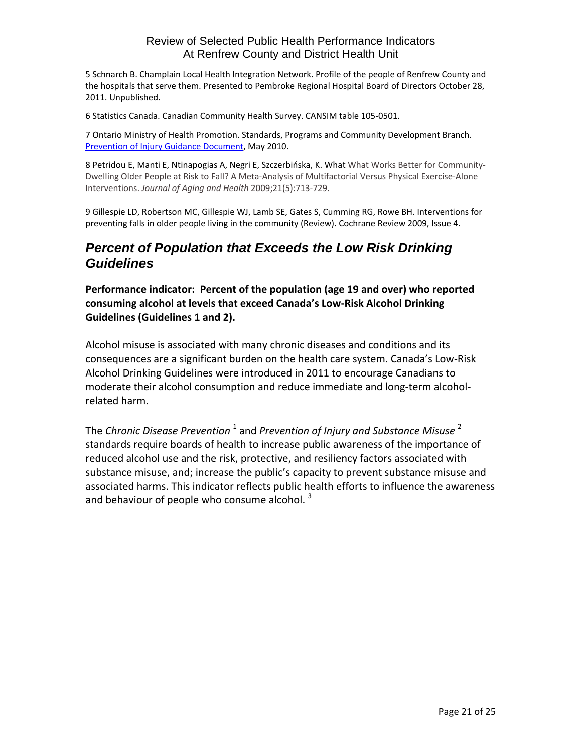5 Schnarch B. Champlain Local Health Integration Network. Profile of the people of Renfrew County and the hospitals that serve them. Presented to Pembroke Regional Hospital Board of Directors October 28, 2011. Unpublished.

6 Statistics Canada. Canadian Community Health Survey. CANSIM table 105-0501.

7 Ontario Ministry of Health Promotion. Standards, Programs and Community Development Branch. Prevention of Injury Guidance Document, May 2010.

8 Petridou E, Manti E, Ntinapogias A, Negri E, Szczerbińska, K. What What Works Better for Community-Dwelling Older People at Risk to Fall? A Meta-Analysis of Multifactorial Versus Physical Exercise-Alone Interventions. *Journal of Aging and Health* 2009;21(5):713-729.

9 Gillespie LD, Robertson MC, Gillespie WJ, Lamb SE, Gates S, Cumming RG, Rowe BH. Interventions for preventing falls in older people living in the community (Review). Cochrane Review 2009, Issue 4.

## *Percent of Population that Exceeds the Low Risk Drinking Guidelines*

**Performance indicator: Percent of the population (age 19 and over) who reported consuming alcohol at levels that exceed Canada's Low-Risk Alcohol Drinking Guidelines (Guidelines 1 and 2).**

Alcohol misuse is associated with many chronic diseases and conditions and its consequences are a significant burden on the health care system. Canada's Low-Risk Alcohol Drinking Guidelines were introduced in 2011 to encourage Canadians to moderate their alcohol consumption and reduce immediate and long-term alcohol-related harm.

The *Chronic Disease Prevention* [1] and *Prevention of Injury and Substance Misuse* [2] standards require boards of health to increase public awareness of the importance of reduced alcohol use and the risk, protective, and resiliency factors associated with substance misuse, and; increase the public's capacity to prevent substance misuse and associated harms. This indicator reflects public health efforts to influence the awareness and behaviour of people who consume alcohol. [3]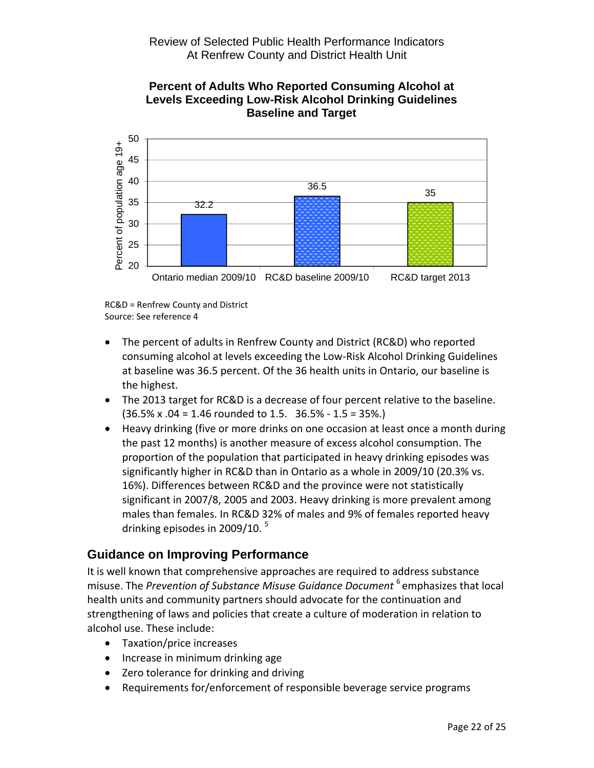**Percent of Adults Who Reported Consuming Alcohol at Levels Exceeding Low-Risk Alcohol Drinking Guidelines Baseline and Target**

Percent of population age 19+

50
45
40
35
30
25
20

32.2
36.5
35

Ontario median 2009/10
RC&D baseline 2009/10
RC&D target 2013

RC&D = Renfrew County and District
Source: See reference 4

- The percent of adults in Renfrew County and District (RC&D) who reported consuming alcohol at levels exceeding the Low-Risk Alcohol Drinking Guidelines at baseline was 36.5 percent. Of the 36 health units in Ontario, our baseline is the highest.
- The 2013 target for RC&D is a decrease of four percent relative to the baseline. (36.5% x .04 = 1.46 rounded to 1.5. 36.5% - 1.5 = 35%.)
- Heavy drinking (five or more drinks on one occasion at least once a month during the past 12 months) is another measure of excess alcohol consumption. The proportion of the population that participated in heavy drinking episodes was significantly higher in RC&D than in Ontario as a whole in 2009/10 (20.3% vs. 16%). Differences between RC&D and the province were not statistically significant in 2007/8, 2005 and 2003. Heavy drinking is more prevalent among males than females. In RC&D 32% of males and 9% of females reported heavy drinking episodes in 2009/10. [5]

## Guidance on Improving Performance

It is well known that comprehensive approaches are required to address substance misuse. The *Prevention of Substance Misuse Guidance Document* [6] emphasizes that local health units and community partners should advocate for the continuation and strengthening of laws and policies that create a culture of moderation in relation to alcohol use. These include:

- Taxation/price increases
- Increase in minimum drinking age
- Zero tolerance for drinking and driving
- Requirements for/enforcement of responsible beverage service programs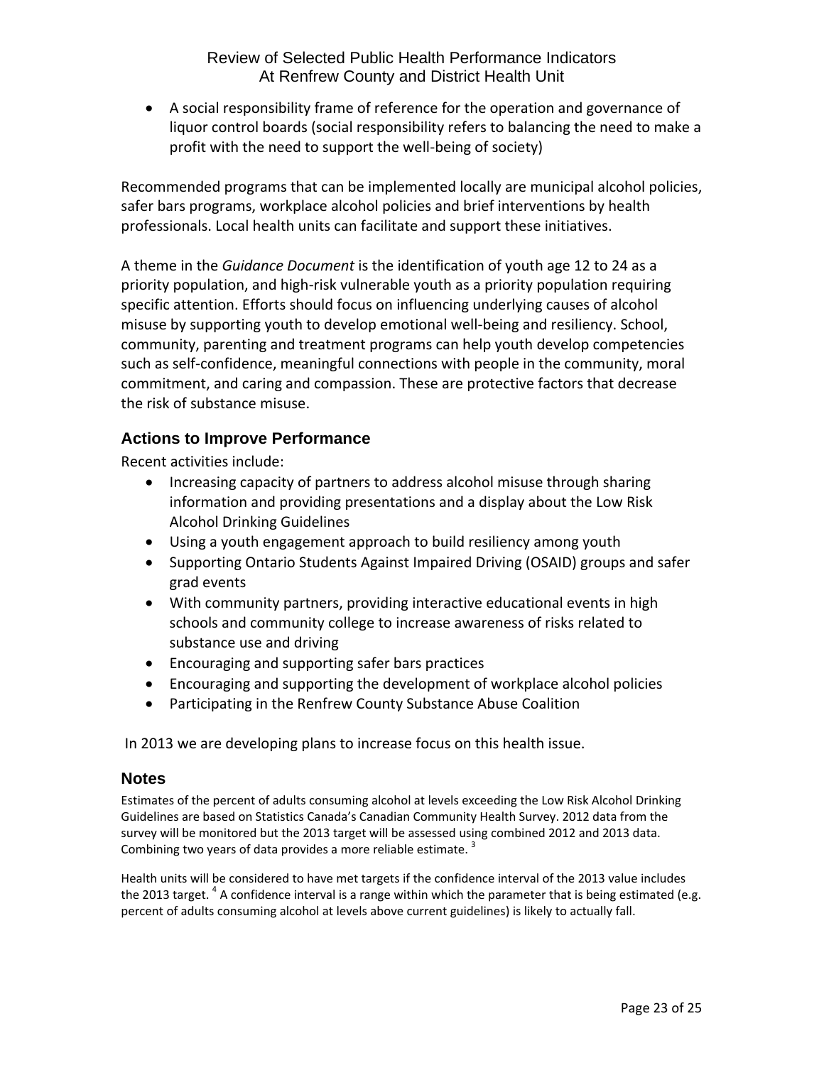- A social responsibility frame of reference for the operation and governance of liquor control boards (social responsibility refers to balancing the need to make a profit with the need to support the well-being of society)

Recommended programs that can be implemented locally are municipal alcohol policies, safer bars programs, workplace alcohol policies and brief interventions by health professionals. Local health units can facilitate and support these initiatives.

A theme in the *Guidance Document* is the identification of youth age 12 to 24 as a priority population, and high-risk vulnerable youth as a priority population requiring specific attention. Efforts should focus on influencing underlying causes of alcohol misuse by supporting youth to develop emotional well-being and resiliency. School, community, parenting and treatment programs can help youth develop competencies such as self-confidence, meaningful connections with people in the community, moral commitment, and caring and compassion. These are protective factors that decrease the risk of substance misuse.

## Actions to Improve Performance

Recent activities include:

- Increasing capacity of partners to address alcohol misuse through sharing information and providing presentations and a display about the Low Risk Alcohol Drinking Guidelines
- Using a youth engagement approach to build resiliency among youth
- Supporting Ontario Students Against Impaired Driving (OSAID) groups and safer grad events
- With community partners, providing interactive educational events in high schools and community college to increase awareness of risks related to substance use and driving
- Encouraging and supporting safer bars practices
- Encouraging and supporting the development of workplace alcohol policies
- Participating in the Renfrew County Substance Abuse Coalition

In 2013 we are developing plans to increase focus on this health issue.

## Notes

Estimates of the percent of adults consuming alcohol at levels exceeding the Low Risk Alcohol Drinking Guidelines are based on Statistics Canada's Canadian Community Health Survey. 2012 data from the survey will be monitored but the 2013 target will be assessed using combined 2012 and 2013 data. Combining two years of data provides a more reliable estimate. [3]

Health units will be considered to have met targets if the confidence interval of the 2013 value includes the 2013 target. [4] A confidence interval is a range within which the parameter that is being estimated (e.g. percent of adults consuming alcohol at levels above current guidelines) is likely to actually fall.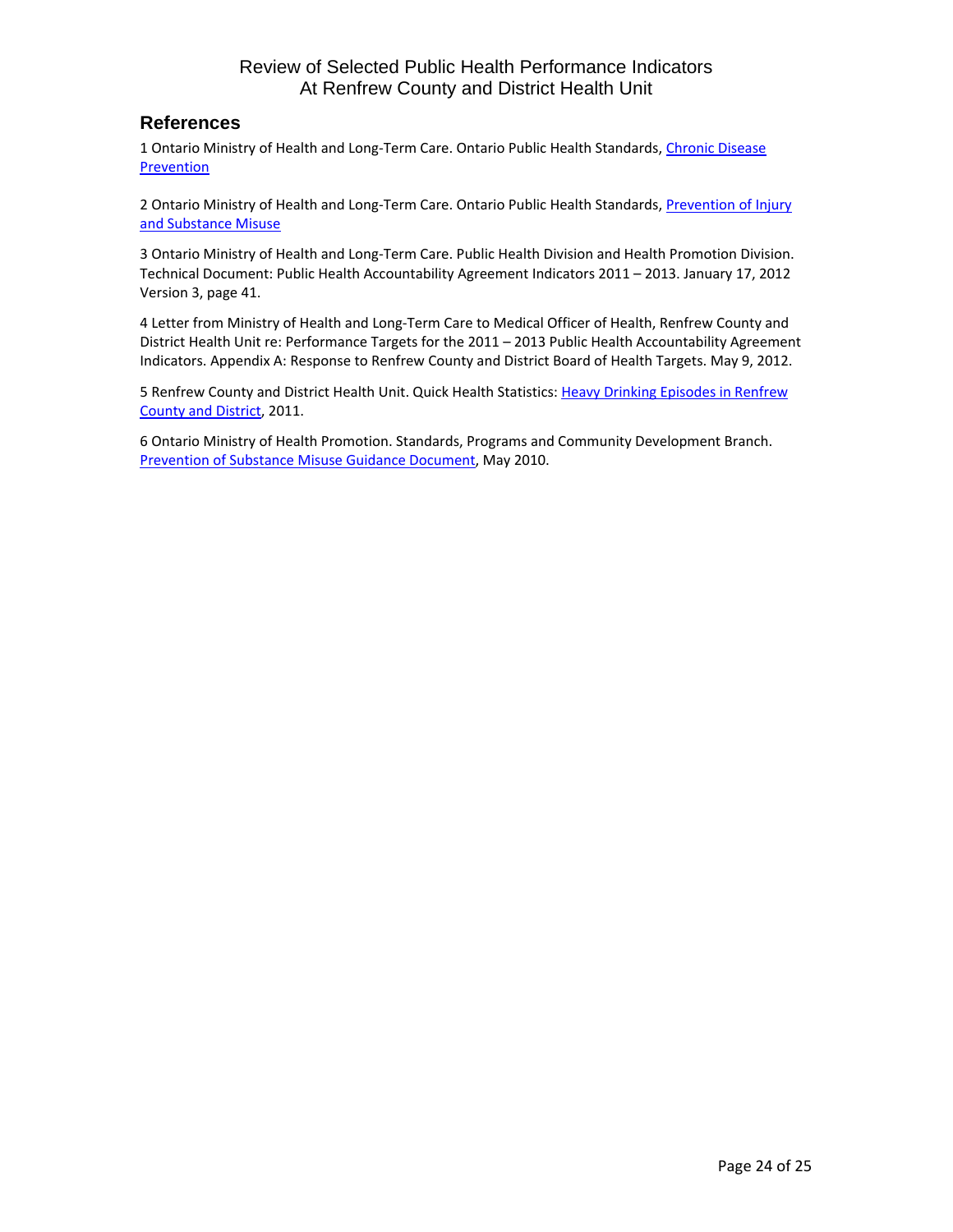## References

1 Ontario Ministry of Health and Long-Term Care. Ontario Public Health Standards, Chronic Disease Prevention

2 Ontario Ministry of Health and Long-Term Care. Ontario Public Health Standards, Prevention of Injury and Substance Misuse

3 Ontario Ministry of Health and Long-Term Care. Public Health Division and Health Promotion Division. Technical Document: Public Health Accountability Agreement Indicators 2011 – 2013. January 17, 2012 Version 3, page 41.

4 Letter from Ministry of Health and Long-Term Care to Medical Officer of Health, Renfrew County and District Health Unit re: Performance Targets for the 2011 – 2013 Public Health Accountability Agreement Indicators. Appendix A: Response to Renfrew County and District Board of Health Targets. May 9, 2012.

5 Renfrew County and District Health Unit. Quick Health Statistics: Heavy Drinking Episodes in Renfrew County and District, 2011.

6 Ontario Ministry of Health Promotion. Standards, Programs and Community Development Branch. Prevention of Substance Misuse Guidance Document, May 2010.